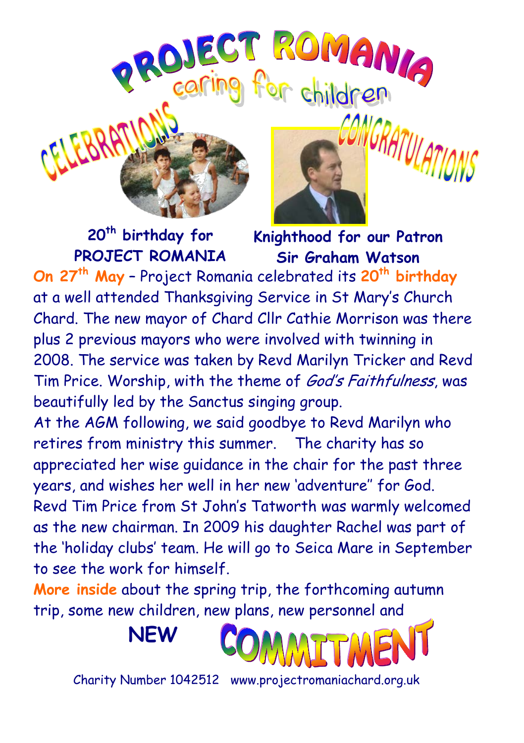# PROJECT ROMANIA

## caring for children

CELEBRATIONS

CONGRATULATIONS

**20th birthday for PROJECT ROMANIA**

**Knighthood for our Patron Sir Graham Watson**

**On 27th May** – Project Romania celebrated its **20th birthday** at a well attended Thanksgiving Service in St Mary's Church Chard. The new mayor of Chard Cllr Cathie Morrison was there plus 2 previous mayors who were involved with twinning in 2008. The service was taken by Revd Marilyn Tricker and Revd Tim Price. Worship, with the theme of *God's Faithfulness*, was beautifully led by the Sanctus singing group.

At the AGM following, we said goodbye to Revd Marilyn who retires from ministry this summer. The charity has so appreciated her wise guidance in the chair for the past three years, and wishes her well in her new 'adventure" for God. Revd Tim Price from St John's Tatworth was warmly welcomed as the new chairman. In 2009 his daughter Rachel was part of the 'holiday clubs' team. He will go to Seica Mare in September to see the work for himself.

**More inside** about the spring trip, the forthcoming autumn trip, some new children, new plans, new personnel and

**NEW COMMITMENT**

Charity Number 1042512 www.projectromaniachard.org.uk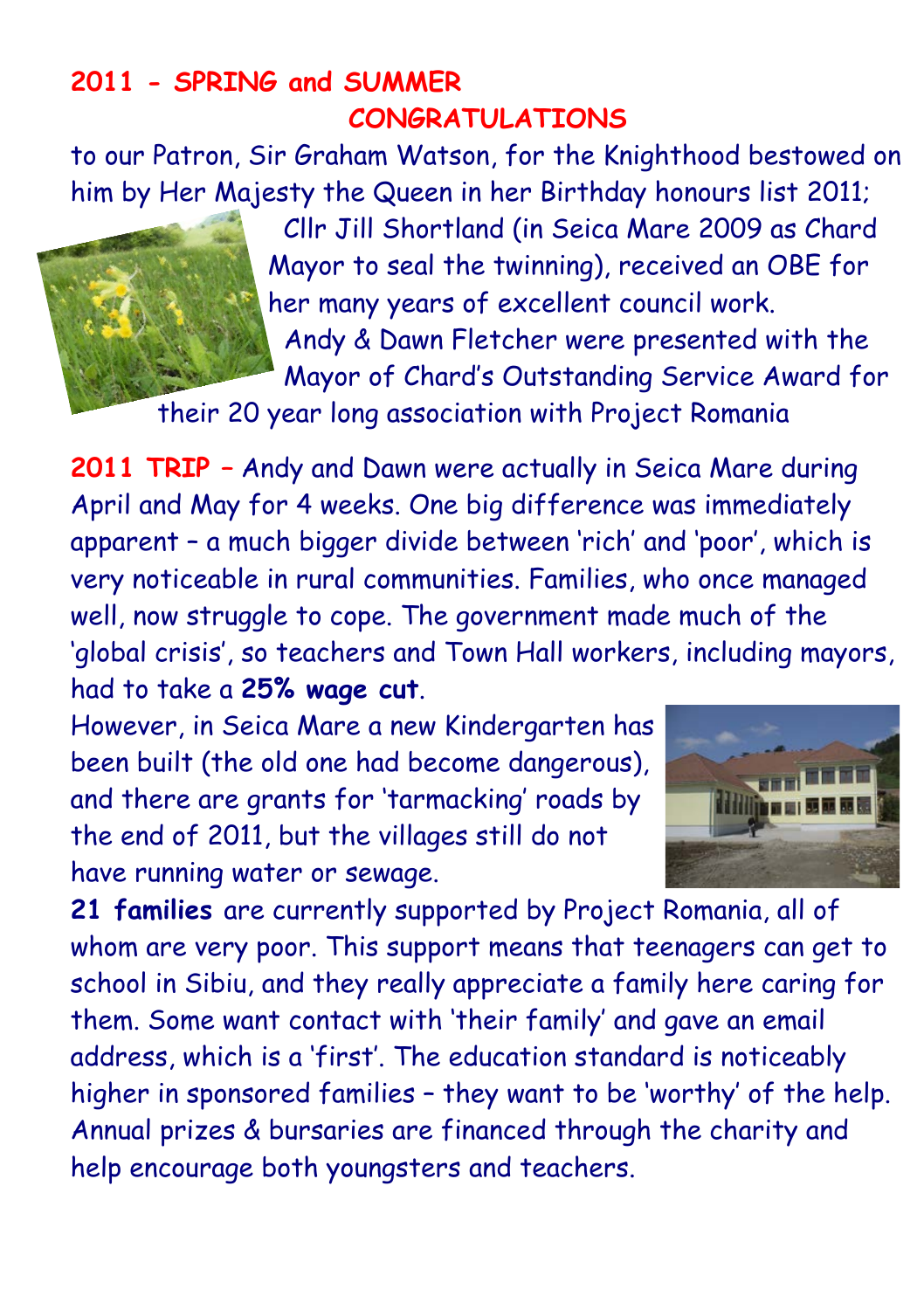## 2011 - SPRING and SUMMER

### CONGRATULATIONS

to our Patron, Sir Graham Watson, for the Knighthood bestowed on him by Her Majesty the Queen in her Birthday honours list 2011;

Cllr Jill Shortland (in Seica Mare 2009 as Chard Mayor to seal the twinning), received an OBE for her many years of excellent council work.

Andy & Dawn Fletcher were presented with the Mayor of Chard's Outstanding Service Award for their 20 year long association with Project Romania

**2011 TRIP** – Andy and Dawn were actually in Seica Mare during April and May for 4 weeks. One big difference was immediately apparent – a much bigger divide between 'rich' and 'poor', which is very noticeable in rural communities. Families, who once managed well, now struggle to cope. The government made much of the 'global crisis', so teachers and Town Hall workers, including mayors, had to take a **25% wage cut**.

However, in Seica Mare a new Kindergarten has been built (the old one had become dangerous), and there are grants for 'tarmacking' roads by the end of 2011, but the villages still do not have running water or sewage.

**21 families** are currently supported by Project Romania, all of whom are very poor. This support means that teenagers can get to school in Sibiu, and they really appreciate a family here caring for them. Some want contact with 'their family' and gave an email address, which is a 'first'. The education standard is noticeably higher in sponsored families – they want to be 'worthy' of the help. Annual prizes & bursaries are financed through the charity and help encourage both youngsters and teachers.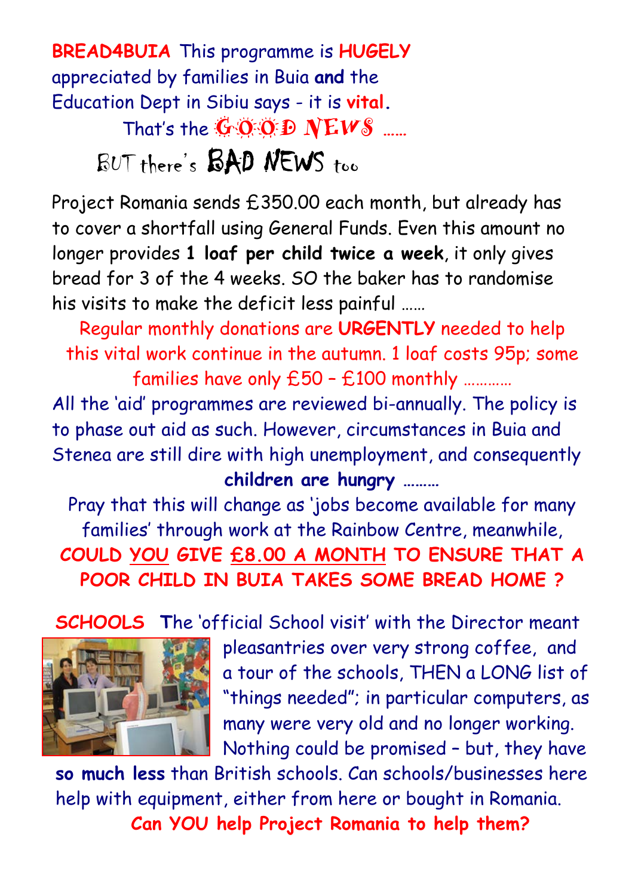**BREAD4BUIA** This programme is **HUGELY** appreciated by families in Buia **and** the Education Dept in Sibiu says - it is **vital**.

That's the GOOD NEWS ……

BUT there's BAD NEWS too

Project Romania sends £350.00 each month, but already has to cover a shortfall using General Funds. Even this amount no longer provides **1 loaf per child twice a week**, it only gives bread for 3 of the 4 weeks. SO the baker has to randomise his visits to make the deficit less painful ……

Regular monthly donations are **URGENTLY** needed to help this vital work continue in the autumn. 1 loaf costs 95p; some families have only £50 – £100 monthly …………

All the 'aid' programmes are reviewed bi-annually. The policy is to phase out aid as such. However, circumstances in Buia and Stenea are still dire with high unemployment, and consequently **children are hungry** ………

Pray that this will change as 'jobs become available for many families' through work at the Rainbow Centre, meanwhile,

**COULD YOU GIVE £8.00 A MONTH TO ENSURE THAT A POOR CHILD IN BUIA TAKES SOME BREAD HOME ?**

**SCHOOLS** The 'official School visit' with the Director meant pleasantries over very strong coffee, and a tour of the schools, THEN a LONG list of "things needed"; in particular computers, as many were very old and no longer working. Nothing could be promised – but, they have **so much less** than British schools. Can schools/businesses here help with equipment, either from here or bought in Romania.

**Can YOU help Project Romania to help them?**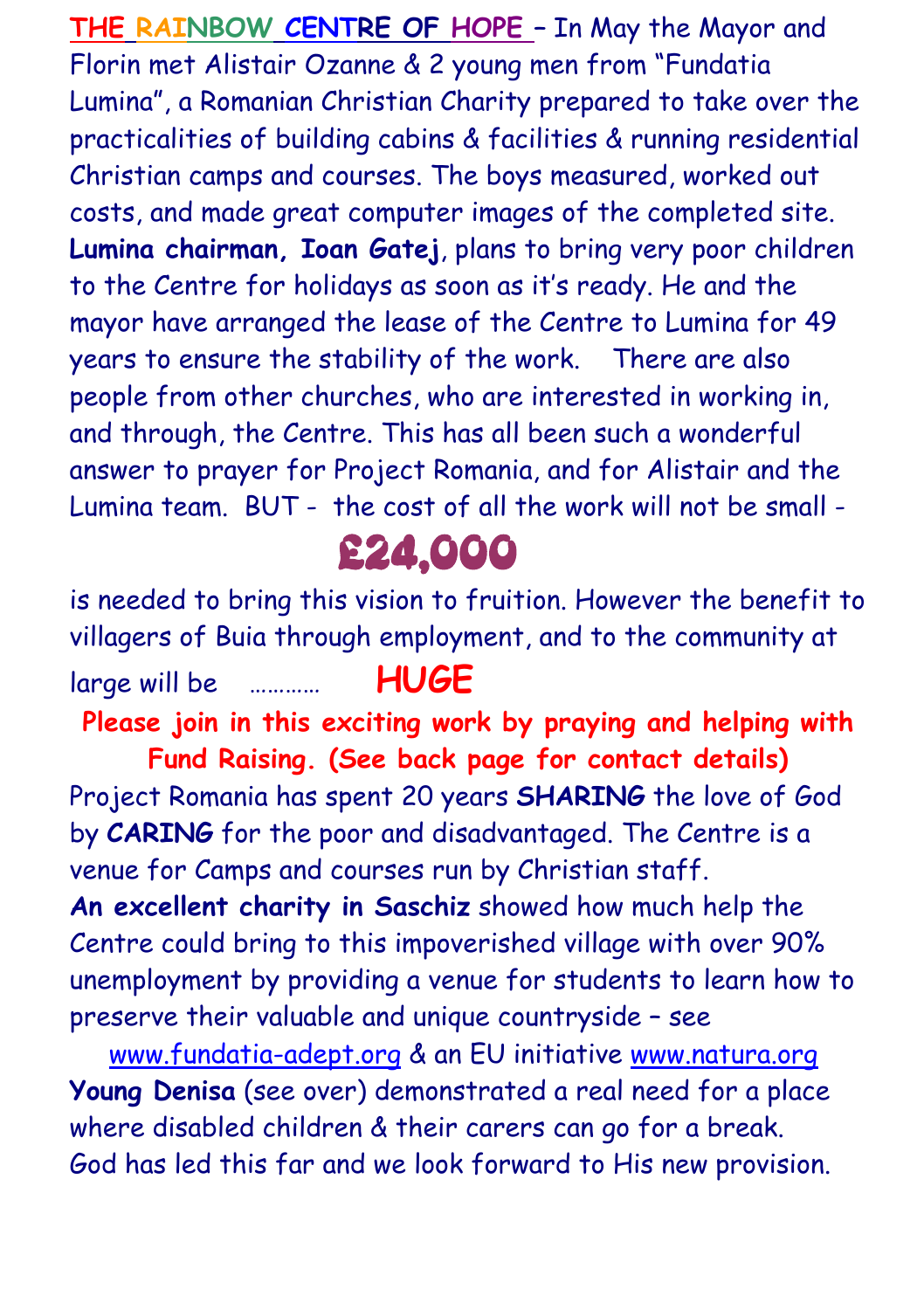**THE RAINBOW CENTRE OF HOPE** – In May the Mayor and Florin met Alistair Ozanne & 2 young men from "Fundatia Lumina", a Romanian Christian Charity prepared to take over the practicalities of building cabins & facilities & running residential Christian camps and courses. The boys measured, worked out costs, and made great computer images of the completed site. **Lumina chairman, Ioan Gatej**, plans to bring very poor children to the Centre for holidays as soon as it's ready. He and the mayor have arranged the lease of the Centre to Lumina for 49 years to ensure the stability of the work. There are also people from other churches, who are interested in working in, and through, the Centre. This has all been such a wonderful answer to prayer for Project Romania, and for Alistair and the Lumina team. BUT - the cost of all the work will not be small -

## £24,000

is needed to bring this vision to fruition. However the benefit to villagers of Buia through employment, and to the community at large will be ………… **HUGE**

**Please join in this exciting work by praying and helping with Fund Raising. (See back page for contact details)**

Project Romania has spent 20 years **SHARING** the love of God by **CARING** for the poor and disadvantaged. The Centre is a venue for Camps and courses run by Christian staff.

**An excellent charity in Saschiz** showed how much help the Centre could bring to this impoverished village with over 90% unemployment by providing a venue for students to learn how to preserve their valuable and unique countryside – see www.fundatia-adept.org & an EU initiative www.natura.org

**Young Denisa** (see over) demonstrated a real need for a place where disabled children & their carers can go for a break.

God has led this far and we look forward to His new provision.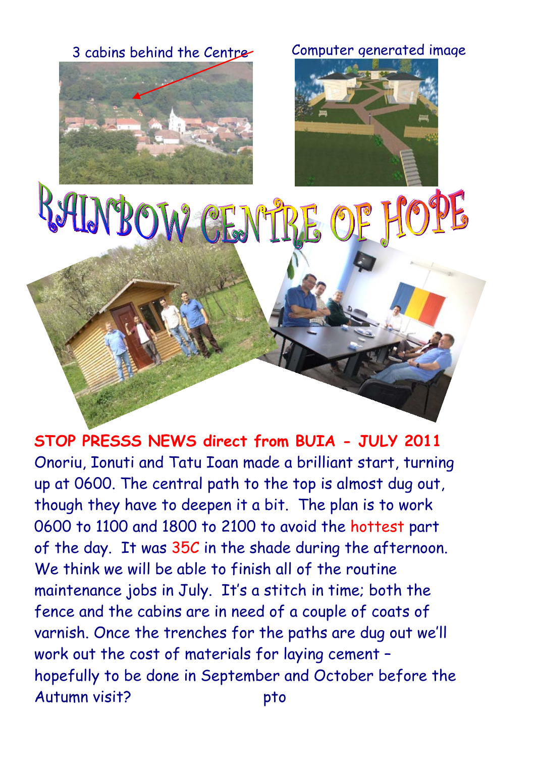3 cabins behind the Centre

Computer generated image

# RAINBOW CENTRE OF HOPE

**STOP PRESSS NEWS direct from BUIA - JULY 2011**

Onoriu, Ionuti and Tatu Ioan made a brilliant start, turning up at 0600. The central path to the top is almost dug out, though they have to deepen it a bit. The plan is to work 0600 to 1100 and 1800 to 2100 to avoid the hottest part of the day. It was 35C in the shade during the afternoon. We think we will be able to finish all of the routine maintenance jobs in July. It's a stitch in time; both the fence and the cabins are in need of a couple of coats of varnish. Once the trenches for the paths are dug out we'll work out the cost of materials for laying cement – hopefully to be done in September and October before the Autumn visit?

pto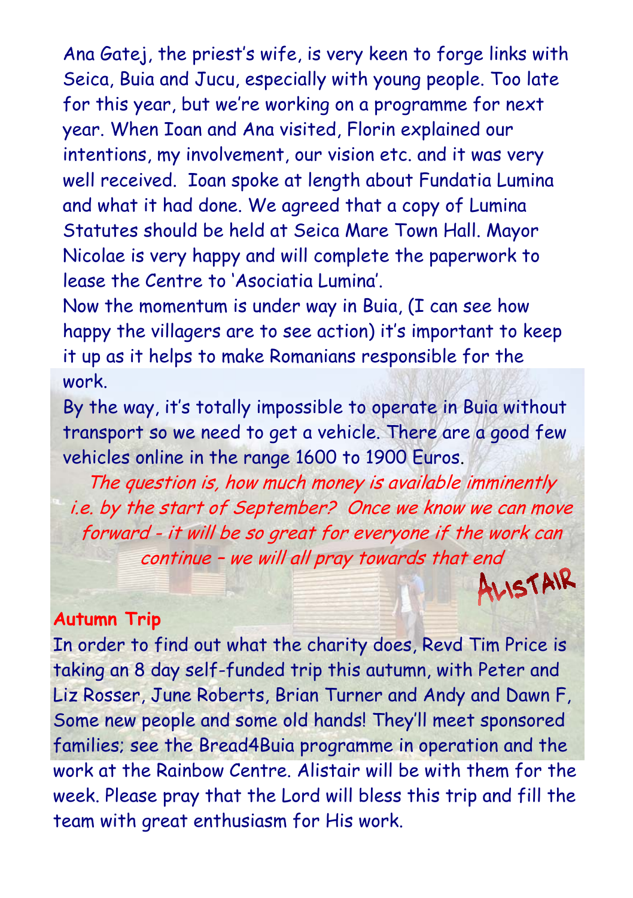Ana Gatej, the priest's wife, is very keen to forge links with Seica, Buia and Jucu, especially with young people. Too late for this year, but we're working on a programme for next year. When Ioan and Ana visited, Florin explained our intentions, my involvement, our vision etc. and it was very well received. Ioan spoke at length about Fundatia Lumina and what it had done. We agreed that a copy of Lumina Statutes should be held at Seica Mare Town Hall. Mayor Nicolae is very happy and will complete the paperwork to lease the Centre to 'Asociatia Lumina'.

Now the momentum is under way in Buia, (I can see how happy the villagers are to see action) it's important to keep it up as it helps to make Romanians responsible for the work.

By the way, it's totally impossible to operate in Buia without transport so we need to get a vehicle. There are a good few vehicles online in the range 1600 to 1900 Euros.

*The question is, how much money is available imminently i.e. by the start of September? Once we know we can move forward - it will be so great for everyone if the work can continue – we will all pray towards that end*

ALISTAIR

**Autumn Trip**

In order to find out what the charity does, Revd Tim Price is taking an 8 day self-funded trip this autumn, with Peter and Liz Rosser, June Roberts, Brian Turner and Andy and Dawn F, Some new people and some old hands! They'll meet sponsored families; see the Bread4Buia programme in operation and the work at the Rainbow Centre. Alistair will be with them for the week. Please pray that the Lord will bless this trip and fill the team with great enthusiasm for His work.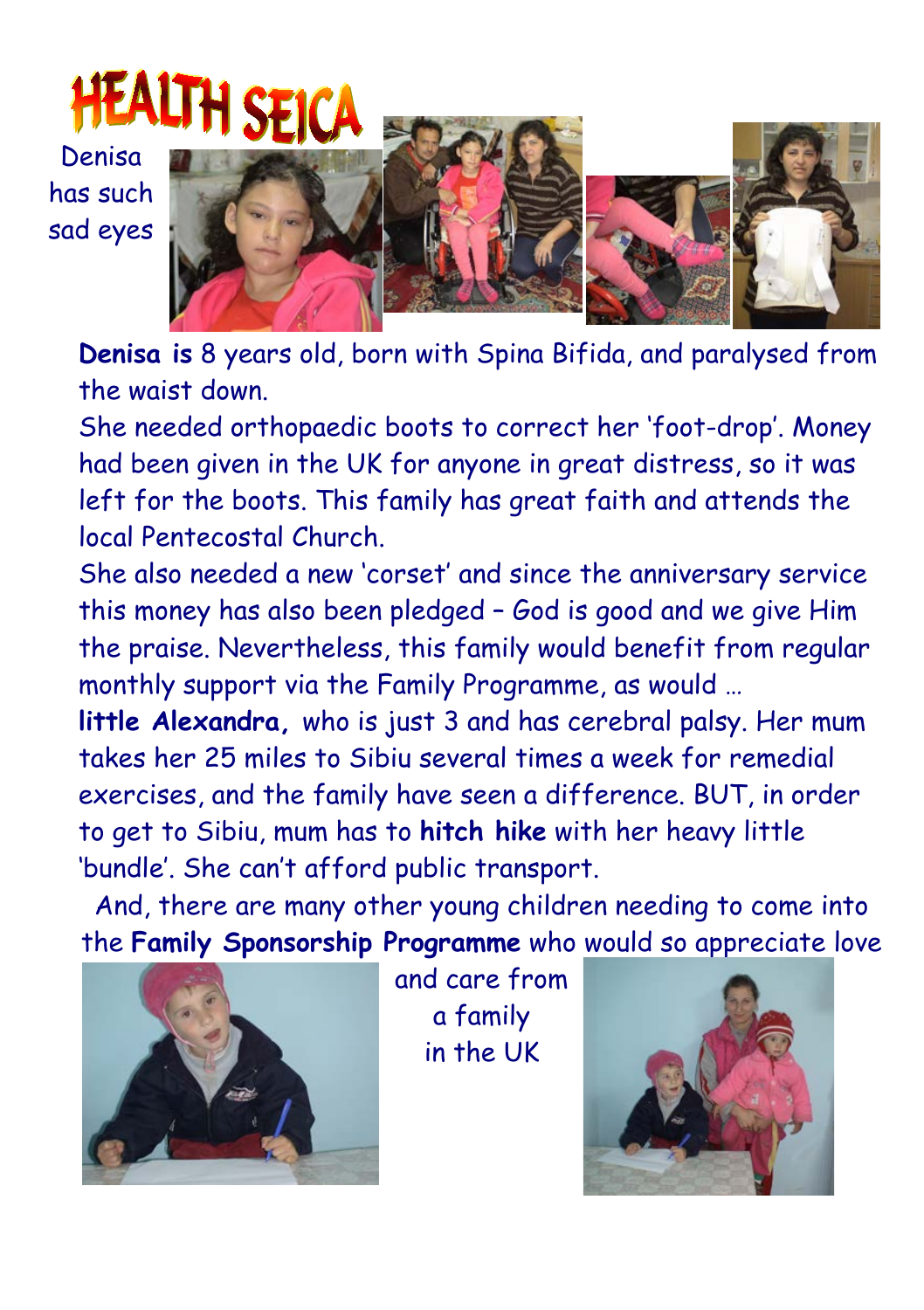# HEALTH SEICA

Denisa has such sad eyes

**Denisa is** 8 years old, born with Spina Bifida, and paralysed from the waist down.

She needed orthopaedic boots to correct her 'foot-drop'. Money had been given in the UK for anyone in great distress, so it was left for the boots. This family has great faith and attends the local Pentecostal Church.

She also needed a new 'corset' and since the anniversary service this money has also been pledged – God is good and we give Him the praise. Nevertheless, this family would benefit from regular monthly support via the Family Programme, as would …

**little Alexandra,** who is just 3 and has cerebral palsy. Her mum takes her 25 miles to Sibiu several times a week for remedial exercises, and the family have seen a difference. BUT, in order to get to Sibiu, mum has to **hitch hike** with her heavy little 'bundle'. She can't afford public transport.

And, there are many other young children needing to come into the **Family Sponsorship Programme** who would so appreciate love and care from a family in the UK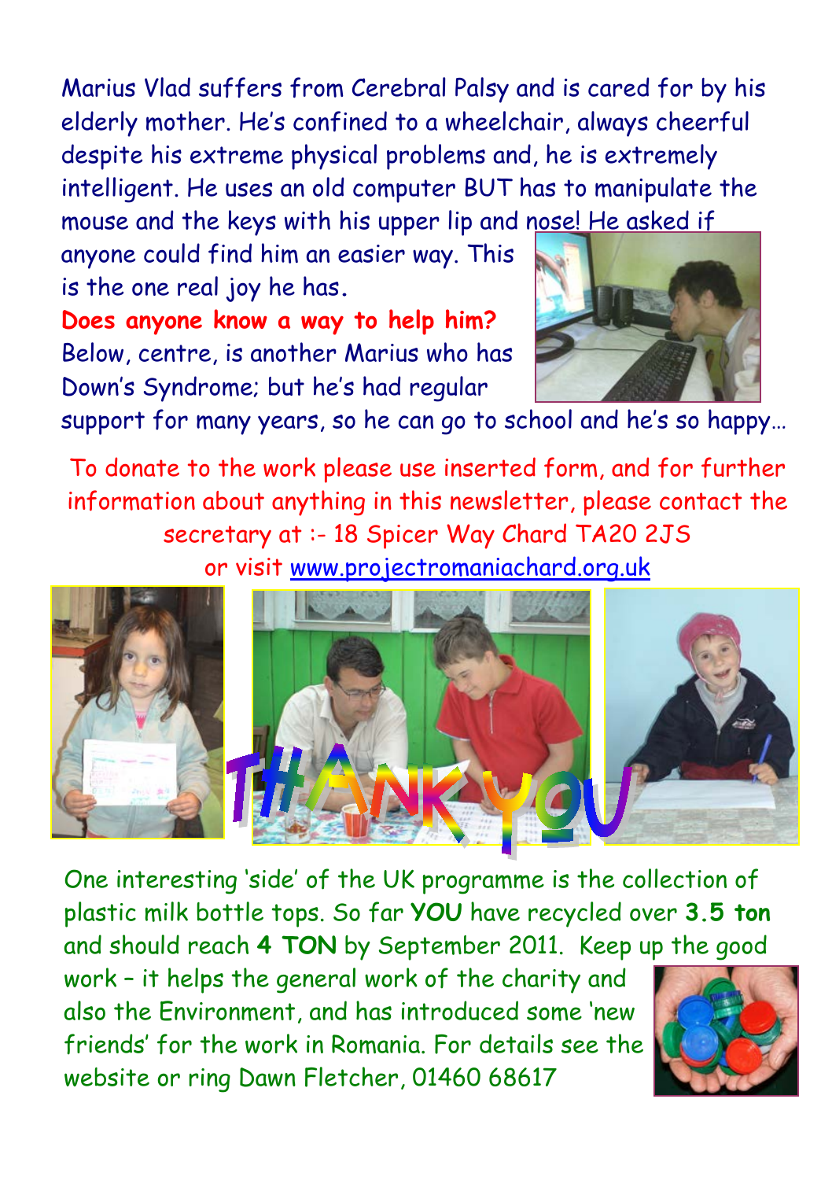Marius Vlad suffers from Cerebral Palsy and is cared for by his elderly mother. He's confined to a wheelchair, always cheerful despite his extreme physical problems and, he is extremely intelligent. He uses an old computer BUT has to manipulate the mouse and the keys with his upper lip and nose! He asked if anyone could find him an easier way. This is the one real joy he has.

**Does anyone know a way to help him?**

Below, centre, is another Marius who has Down's Syndrome; but he's had regular support for many years, so he can go to school and he's so happy…

To donate to the work please use inserted form, and for further information about anything in this newsletter, please contact the secretary at :- 18 Spicer Way Chard TA20 2JS or visit www.projectromaniachard.org.uk

THANK YOU

One interesting 'side' of the UK programme is the collection of plastic milk bottle tops. So far **YOU** have recycled over **3.5 ton** and should reach **4 TON** by September 2011. Keep up the good work – it helps the general work of the charity and also the Environment, and has introduced some 'new friends' for the work in Romania. For details see the website or ring Dawn Fletcher, 01460 68617